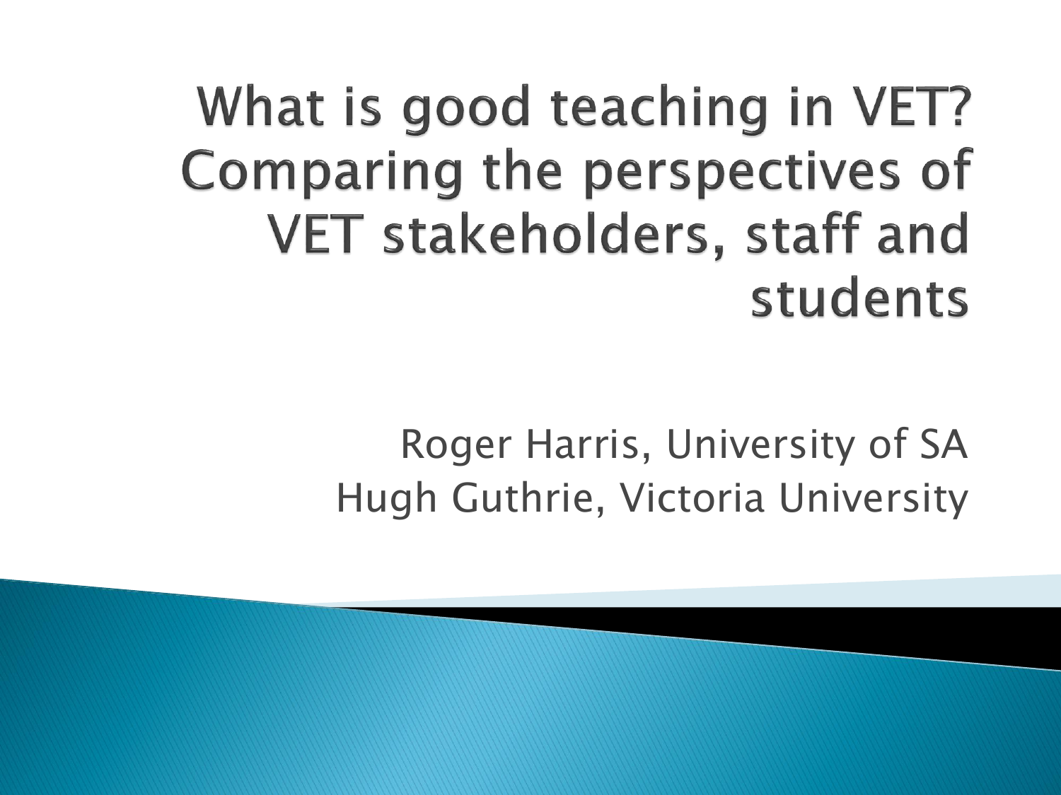# What is good teaching in VET? Comparing the perspectives of VET stakeholders, staff and students

Roger Harris, University of SA
Hugh Guthrie, Victoria University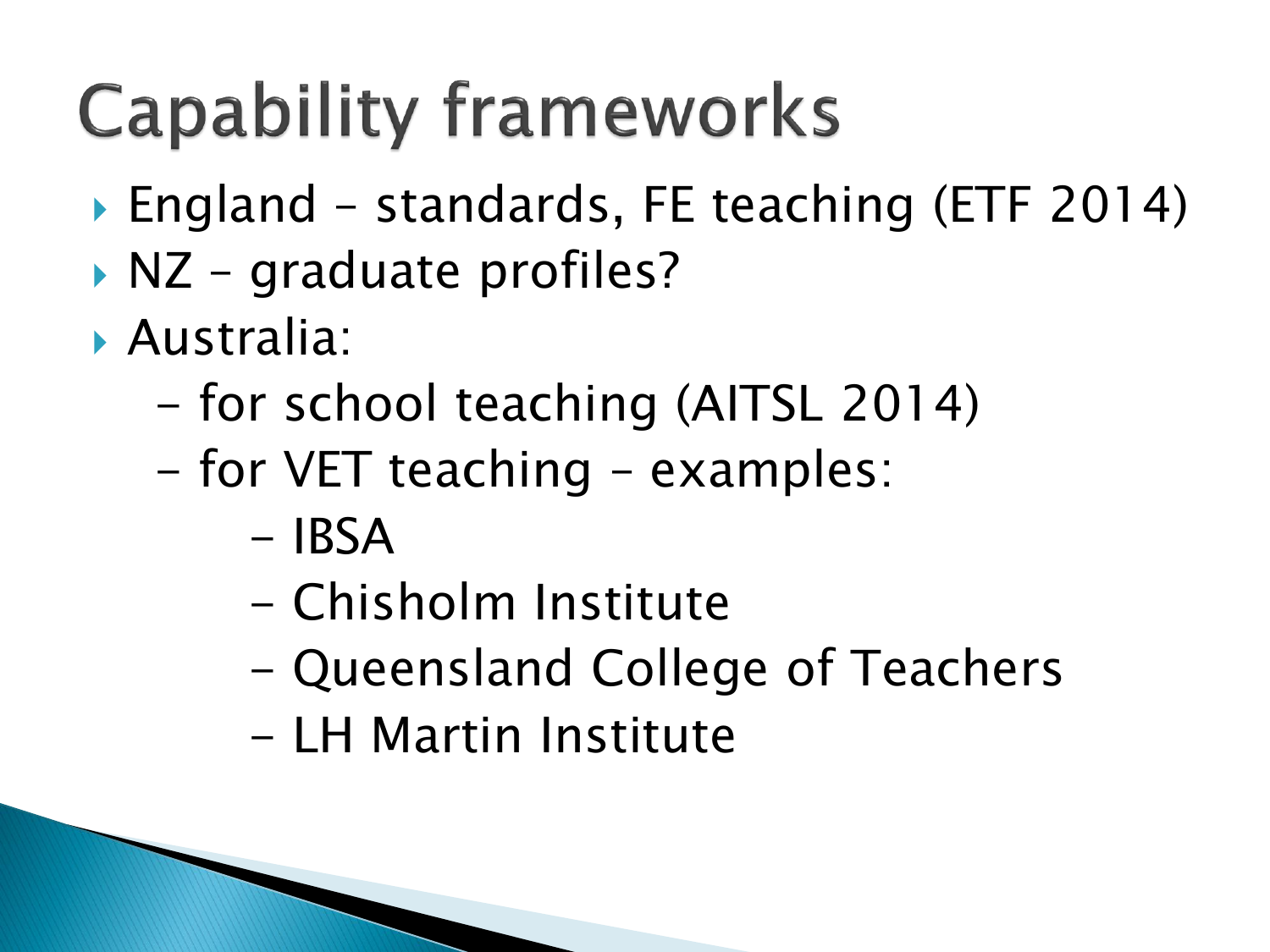# Capability frameworks

- England – standards, FE teaching (ETF 2014)
- NZ – graduate profiles?
- Australia:
  - for school teaching (AITSL 2014)
  - for VET teaching – examples:
    - IBSA
    - Chisholm Institute
    - Queensland College of Teachers
    - LH Martin Institute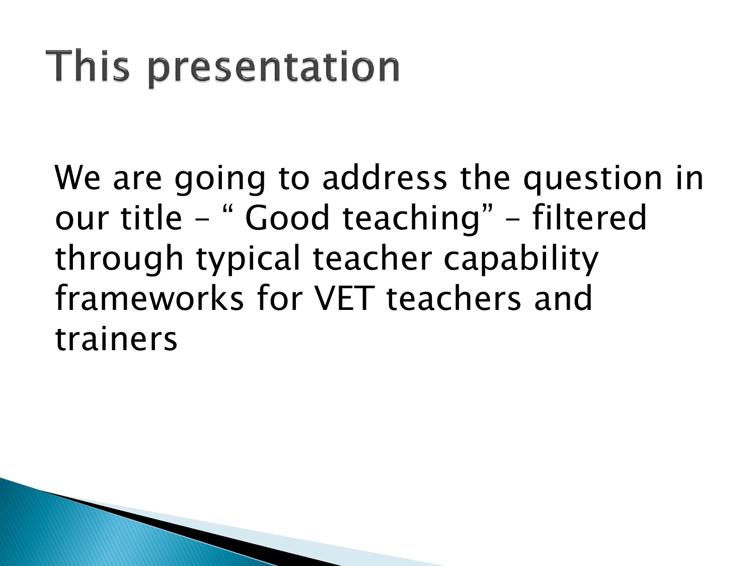# This presentation

We are going to address the question in our title – " Good teaching" – filtered through typical teacher capability frameworks for VET teachers and trainers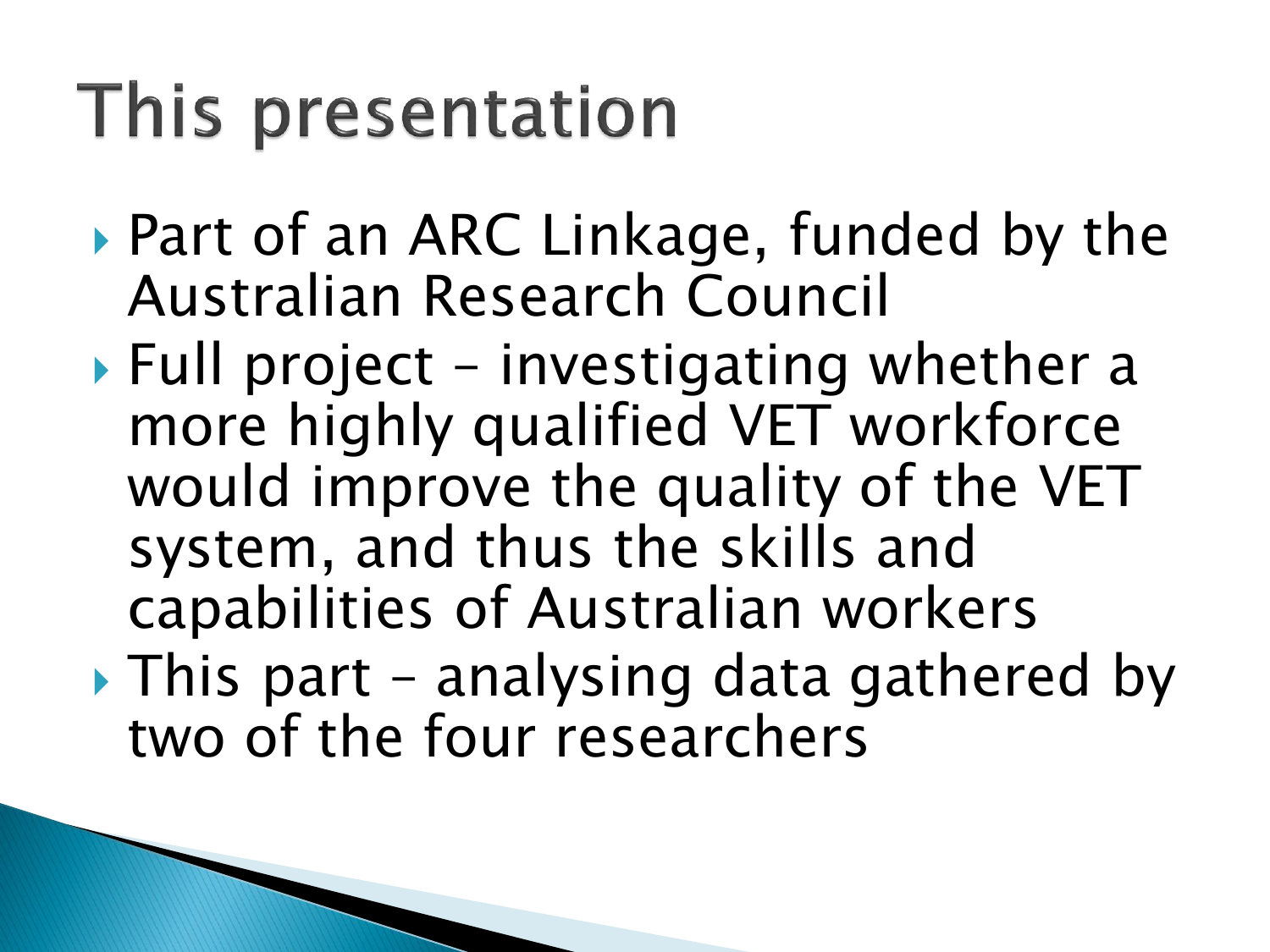# This presentation

- Part of an ARC Linkage, funded by the Australian Research Council
- Full project – investigating whether a more highly qualified VET workforce would improve the quality of the VET system, and thus the skills and capabilities of Australian workers
- This part – analysing data gathered by two of the four researchers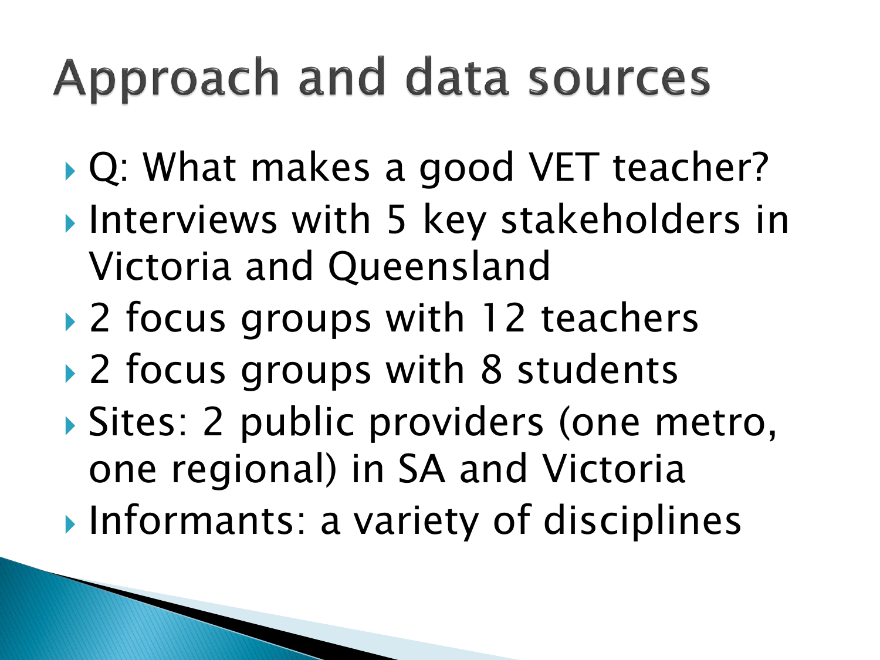# Approach and data sources

- Q: What makes a good VET teacher?
- Interviews with 5 key stakeholders in Victoria and Queensland
- 2 focus groups with 12 teachers
- 2 focus groups with 8 students
- Sites: 2 public providers (one metro, one regional) in SA and Victoria
- Informants: a variety of disciplines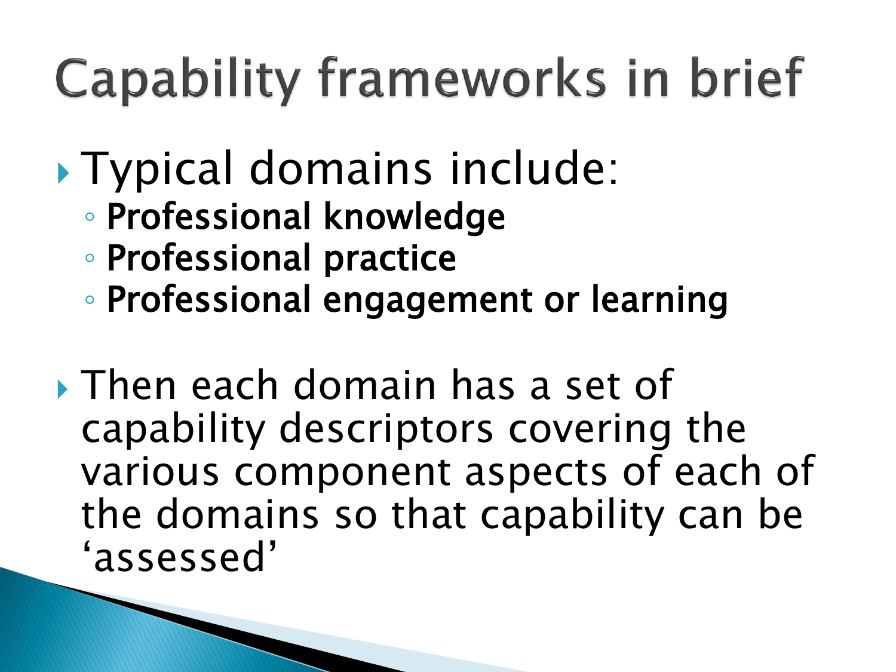# Capability frameworks in brief

- Typical domains include:
  - **Professional knowledge**
  - **Professional practice**
  - **Professional engagement or learning**

- Then each domain has a set of capability descriptors covering the various component aspects of each of the domains so that capability can be 'assessed'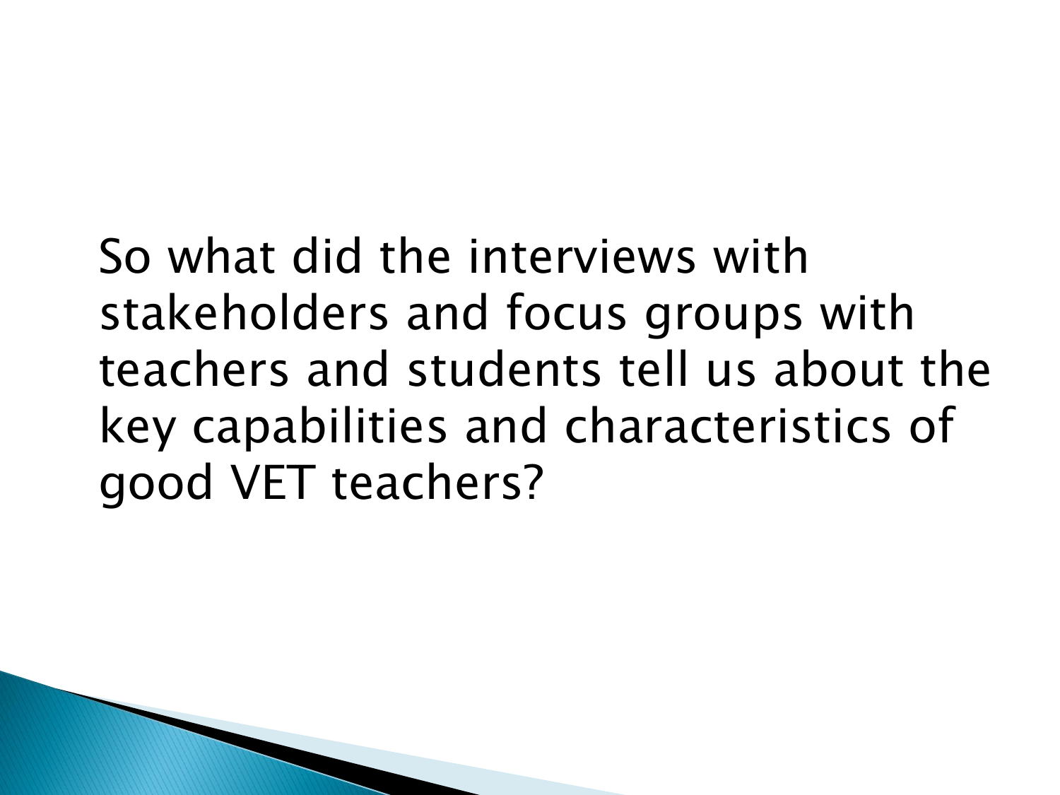So what did the interviews with stakeholders and focus groups with teachers and students tell us about the key capabilities and characteristics of good VET teachers?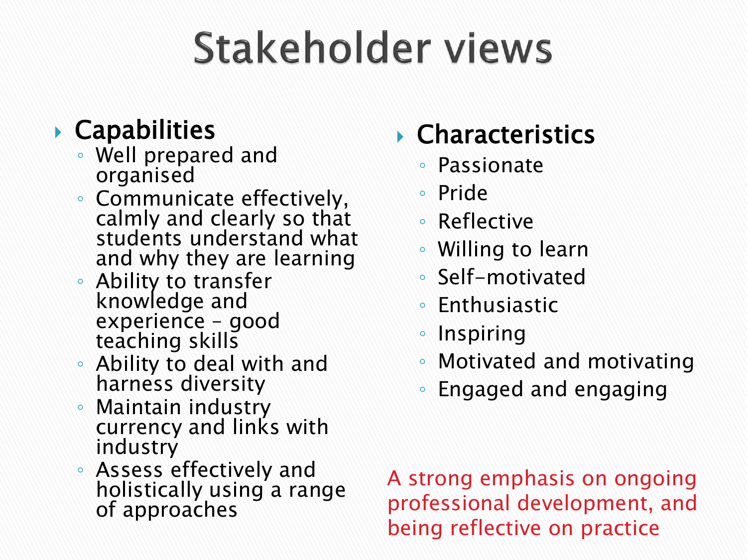# Stakeholder views

- **Capabilities**
  - Well prepared and organised
  - Communicate effectively, calmly and clearly so that students understand what and why they are learning
  - Ability to transfer knowledge and experience – good teaching skills
  - Ability to deal with and harness diversity
  - Maintain industry currency and links with industry
  - Assess effectively and holistically using a range of approaches

- **Characteristics**
  - Passionate
  - Pride
  - Reflective
  - Willing to learn
  - Self-motivated
  - Enthusiastic
  - Inspiring
  - Motivated and motivating
  - Engaged and engaging

A strong emphasis on ongoing professional development, and being reflective on practice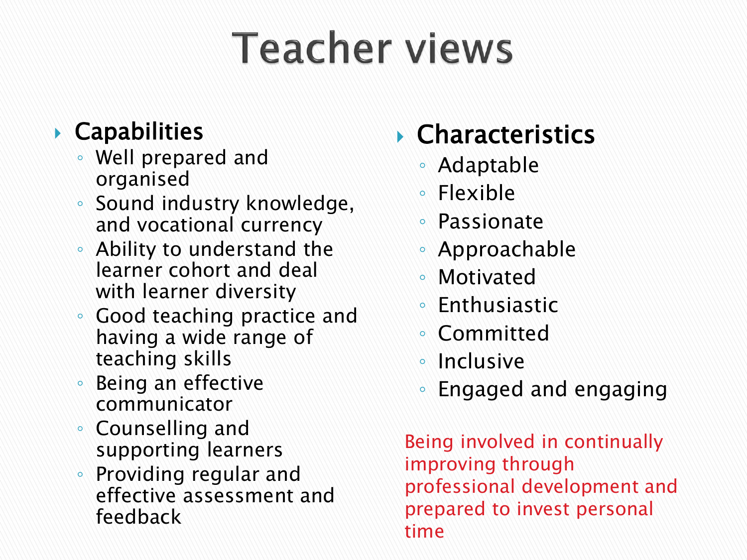# Teacher views

- **Capabilities**
  - Well prepared and organised
  - Sound industry knowledge, and vocational currency
  - Ability to understand the learner cohort and deal with learner diversity
  - Good teaching practice and having a wide range of teaching skills
  - Being an effective communicator
  - Counselling and supporting learners
  - Providing regular and effective assessment and feedback

- **Characteristics**
  - Adaptable
  - Flexible
  - Passionate
  - Approachable
  - Motivated
  - Enthusiastic
  - Committed
  - Inclusive
  - Engaged and engaging

Being involved in continually improving through professional development and prepared to invest personal time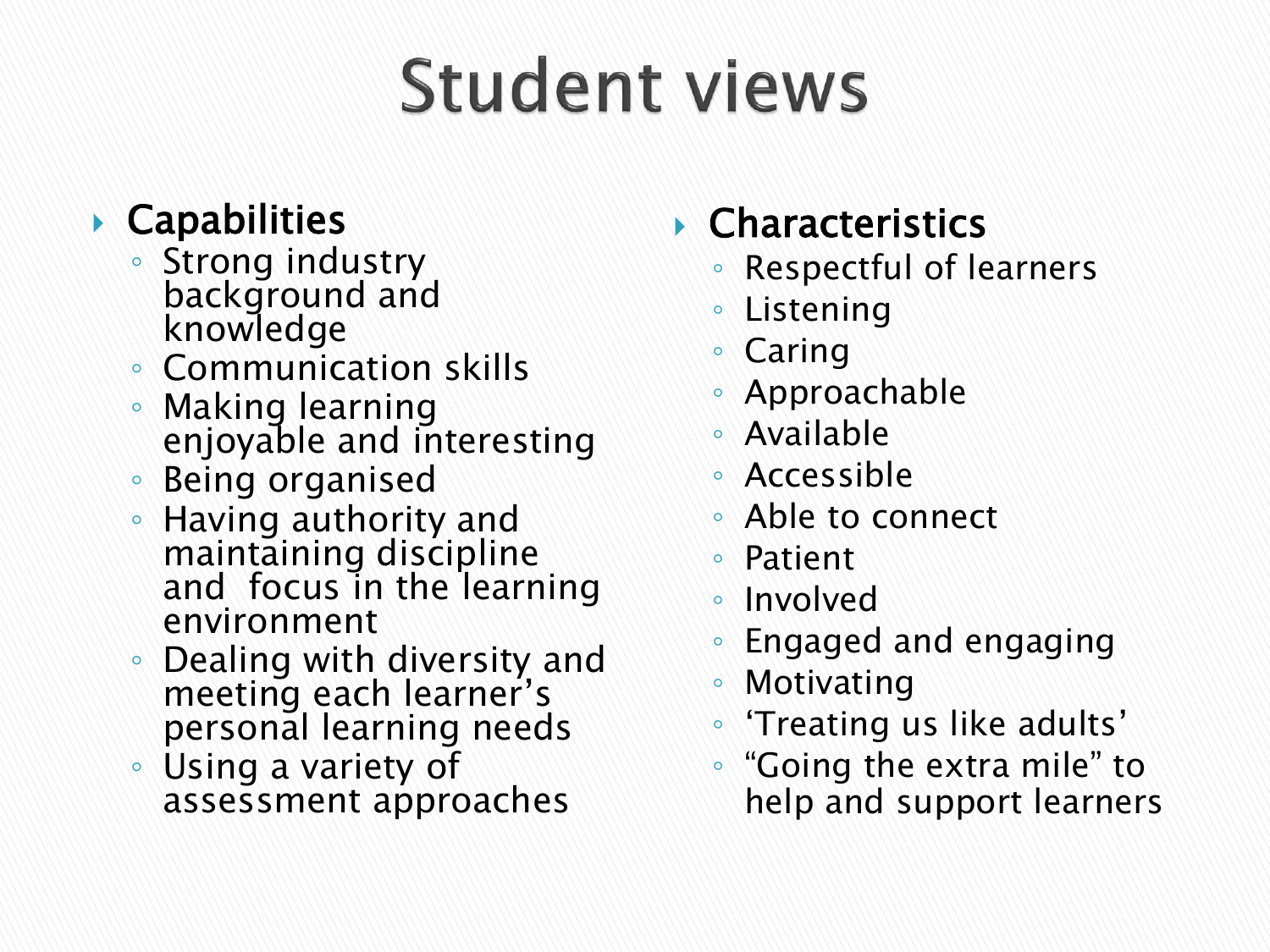# Student views

- **Capabilities**
  - Strong industry background and knowledge
  - Communication skills
  - Making learning enjoyable and interesting
  - Being organised
  - Having authority and maintaining discipline and focus in the learning environment
  - Dealing with diversity and meeting each learner's personal learning needs
  - Using a variety of assessment approaches

- **Characteristics**
  - Respectful of learners
  - Listening
  - Caring
  - Approachable
  - Available
  - Accessible
  - Able to connect
  - Patient
  - Involved
  - Engaged and engaging
  - Motivating
  - 'Treating us like adults'
  - "Going the extra mile" to help and support learners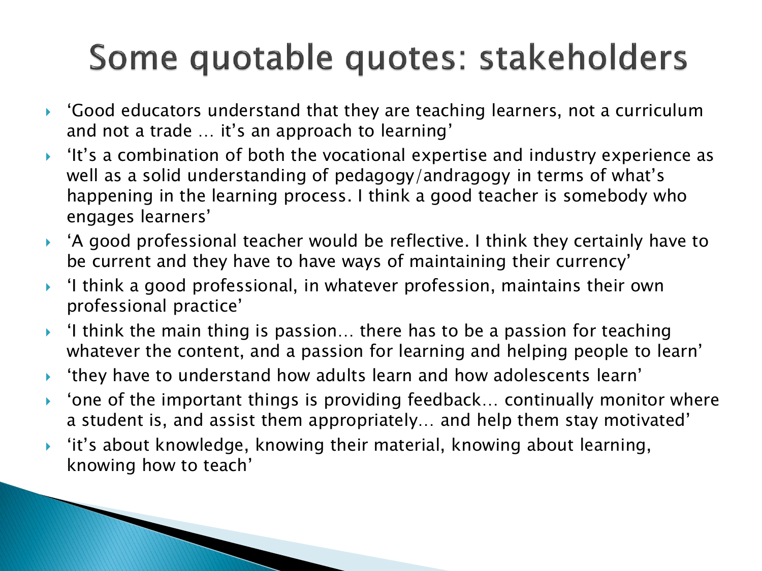# Some quotable quotes: stakeholders

- 'Good educators understand that they are teaching learners, not a curriculum and not a trade … it's an approach to learning'
- 'It's a combination of both the vocational expertise and industry experience as well as a solid understanding of pedagogy/andragogy in terms of what's happening in the learning process. I think a good teacher is somebody who engages learners'
- 'A good professional teacher would be reflective. I think they certainly have to be current and they have to have ways of maintaining their currency'
- 'I think a good professional, in whatever profession, maintains their own professional practice'
- 'I think the main thing is passion… there has to be a passion for teaching whatever the content, and a passion for learning and helping people to learn'
- 'they have to understand how adults learn and how adolescents learn'
- 'one of the important things is providing feedback… continually monitor where a student is, and assist them appropriately… and help them stay motivated'
- 'it's about knowledge, knowing their material, knowing about learning, knowing how to teach'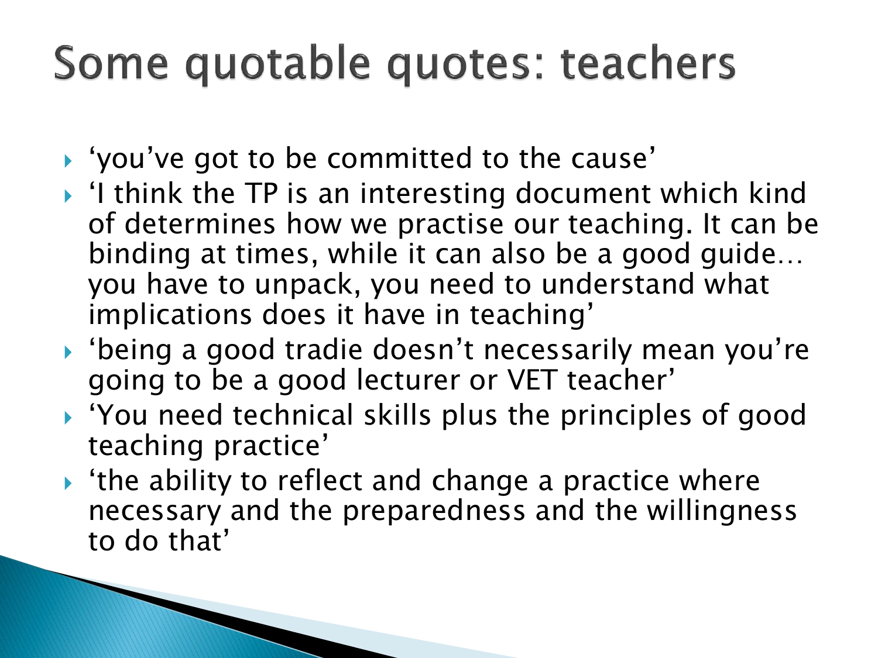# Some quotable quotes: teachers

- ‘you’ve got to be committed to the cause’
- ‘I think the TP is an interesting document which kind of determines how we practise our teaching. It can be binding at times, while it can also be a good guide… you have to unpack, you need to understand what implications does it have in teaching’
- ‘being a good tradie doesn’t necessarily mean you’re going to be a good lecturer or VET teacher’
- ‘You need technical skills plus the principles of good teaching practice’
- ‘the ability to reflect and change a practice where necessary and the preparedness and the willingness to do that’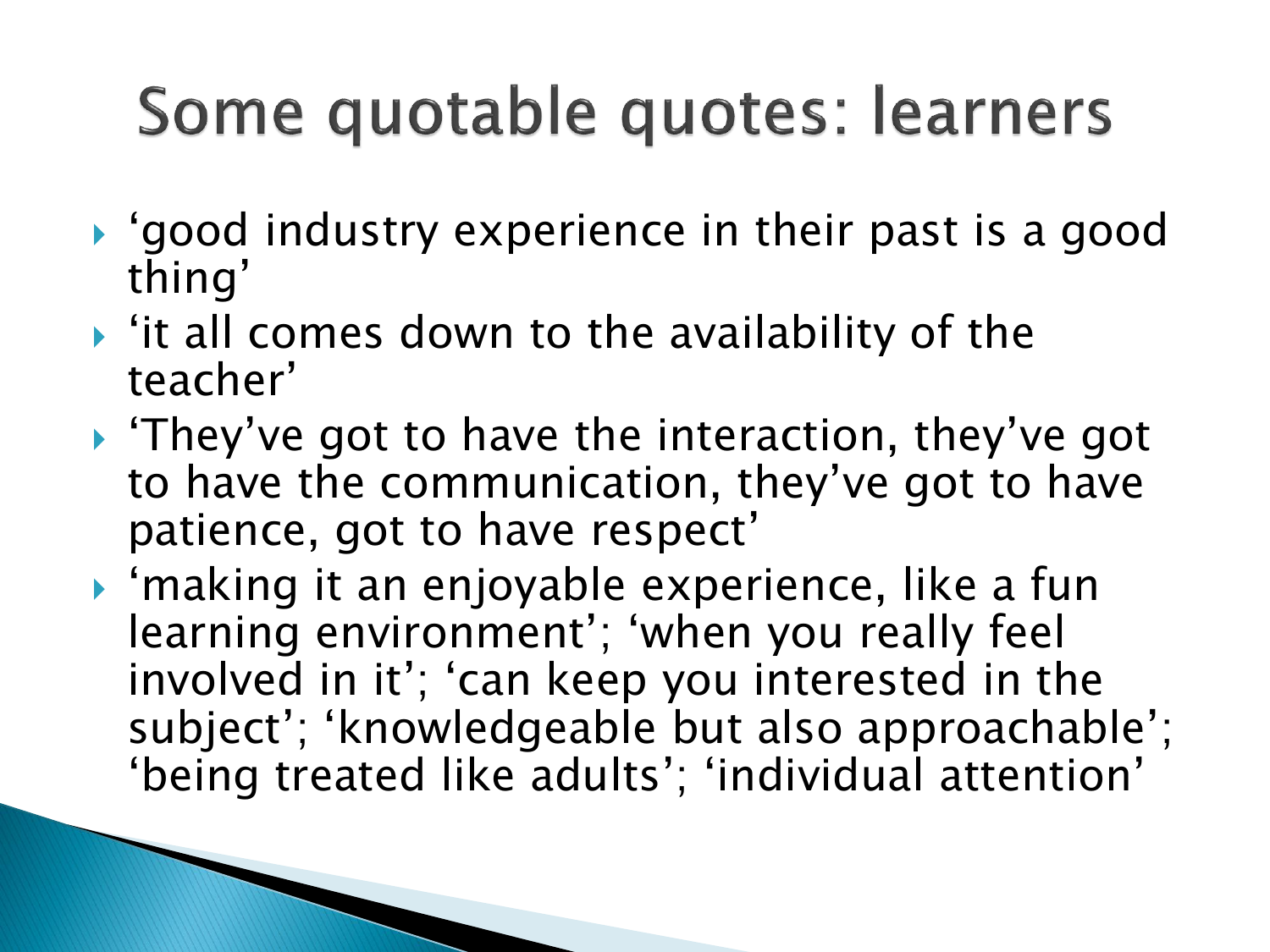# Some quotable quotes: learners

- 'good industry experience in their past is a good thing'
- 'it all comes down to the availability of the teacher'
- 'They've got to have the interaction, they've got to have the communication, they've got to have patience, got to have respect'
- 'making it an enjoyable experience, like a fun learning environment'; 'when you really feel involved in it'; 'can keep you interested in the subject'; 'knowledgeable but also approachable'; 'being treated like adults'; 'individual attention'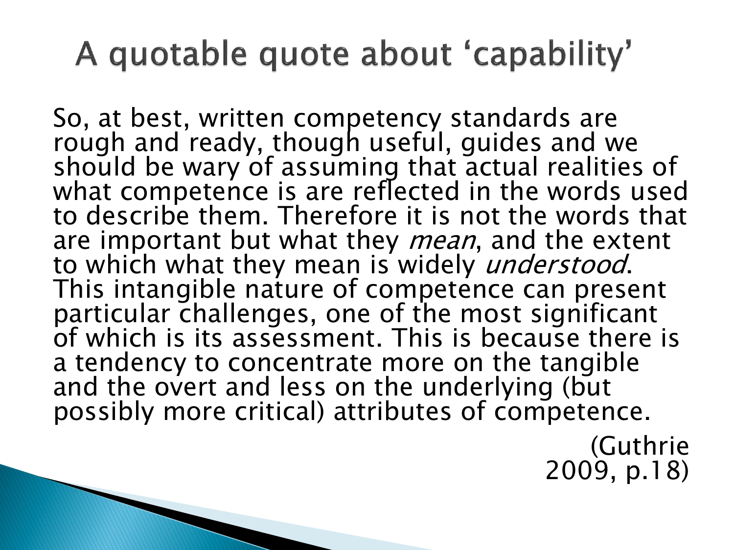# A quotable quote about 'capability'

So, at best, written competency standards are rough and ready, though useful, guides and we should be wary of assuming that actual realities of what competence is are reflected in the words used to describe them. Therefore it is not the words that are important but what they *mean*, and the extent to which what they mean is widely *understood*. This intangible nature of competence can present particular challenges, one of the most significant of which is its assessment. This is because there is a tendency to concentrate more on the tangible and the overt and less on the underlying (but possibly more critical) attributes of competence.

(Guthrie 2009, p.18)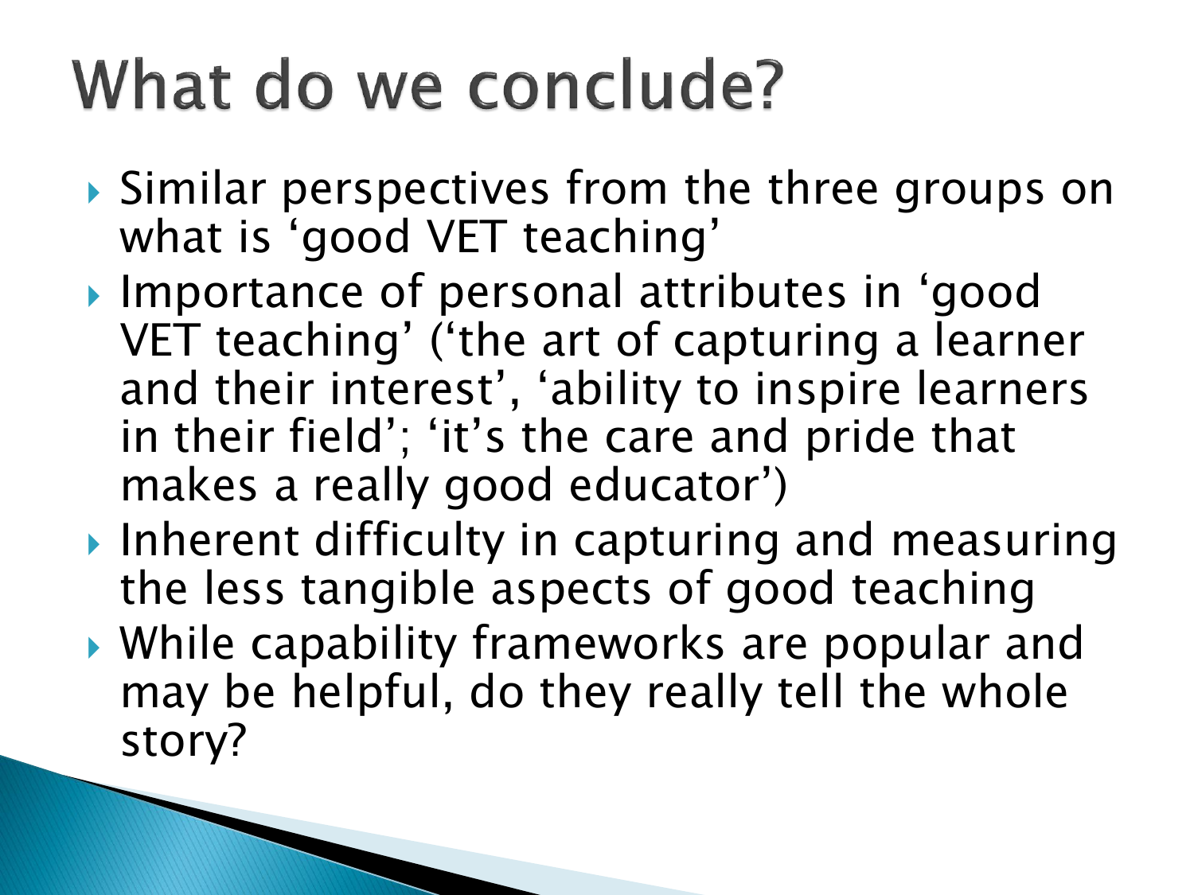# What do we conclude?

- Similar perspectives from the three groups on what is 'good VET teaching'
- Importance of personal attributes in 'good VET teaching' ('the art of capturing a learner and their interest', 'ability to inspire learners in their field'; 'it's the care and pride that makes a really good educator')
- Inherent difficulty in capturing and measuring the less tangible aspects of good teaching
- While capability frameworks are popular and may be helpful, do they really tell the whole story?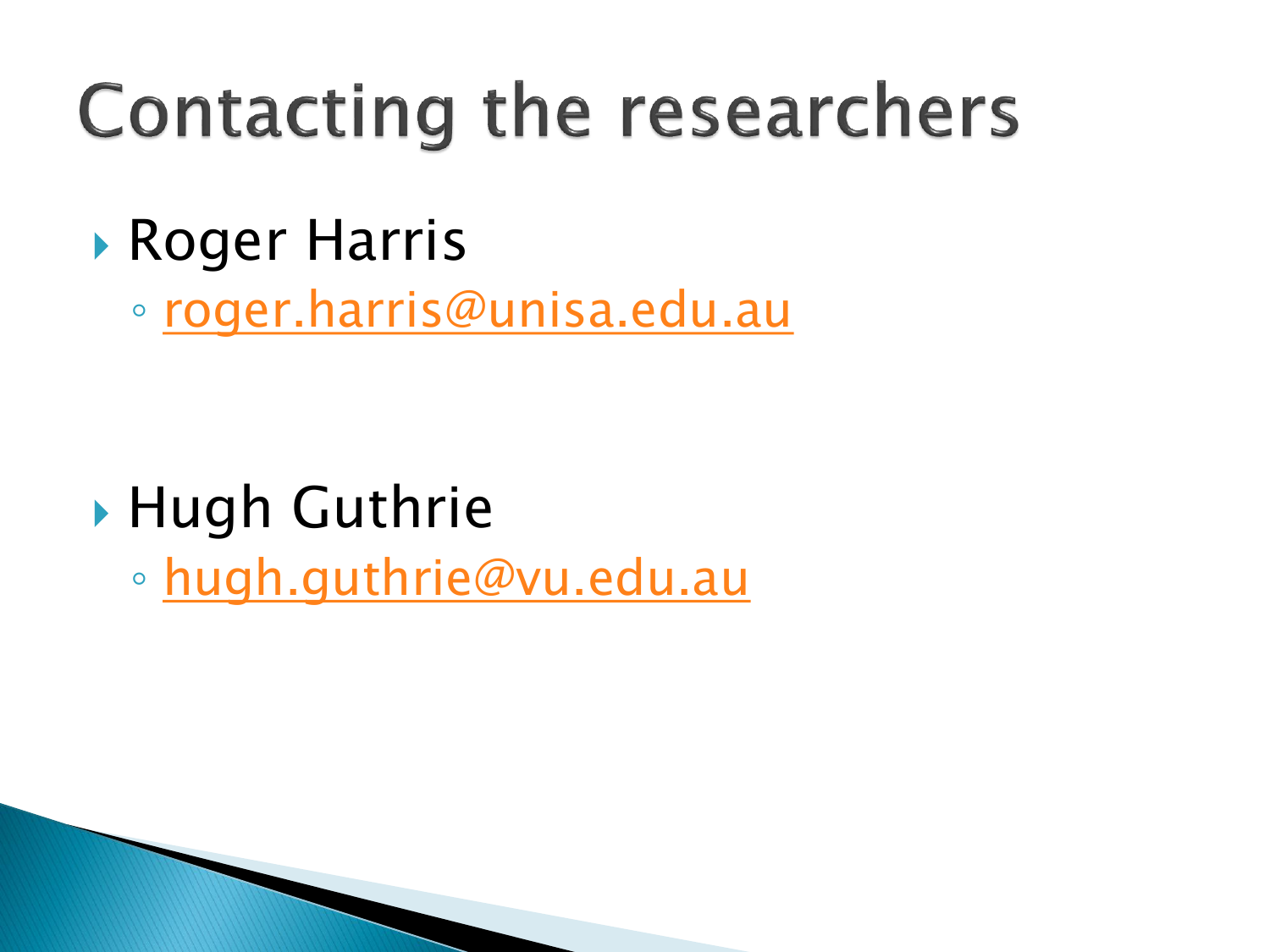# Contacting the researchers

- Roger Harris
  - roger.harris@unisa.edu.au

- Hugh Guthrie
  - hugh.guthrie@vu.edu.au